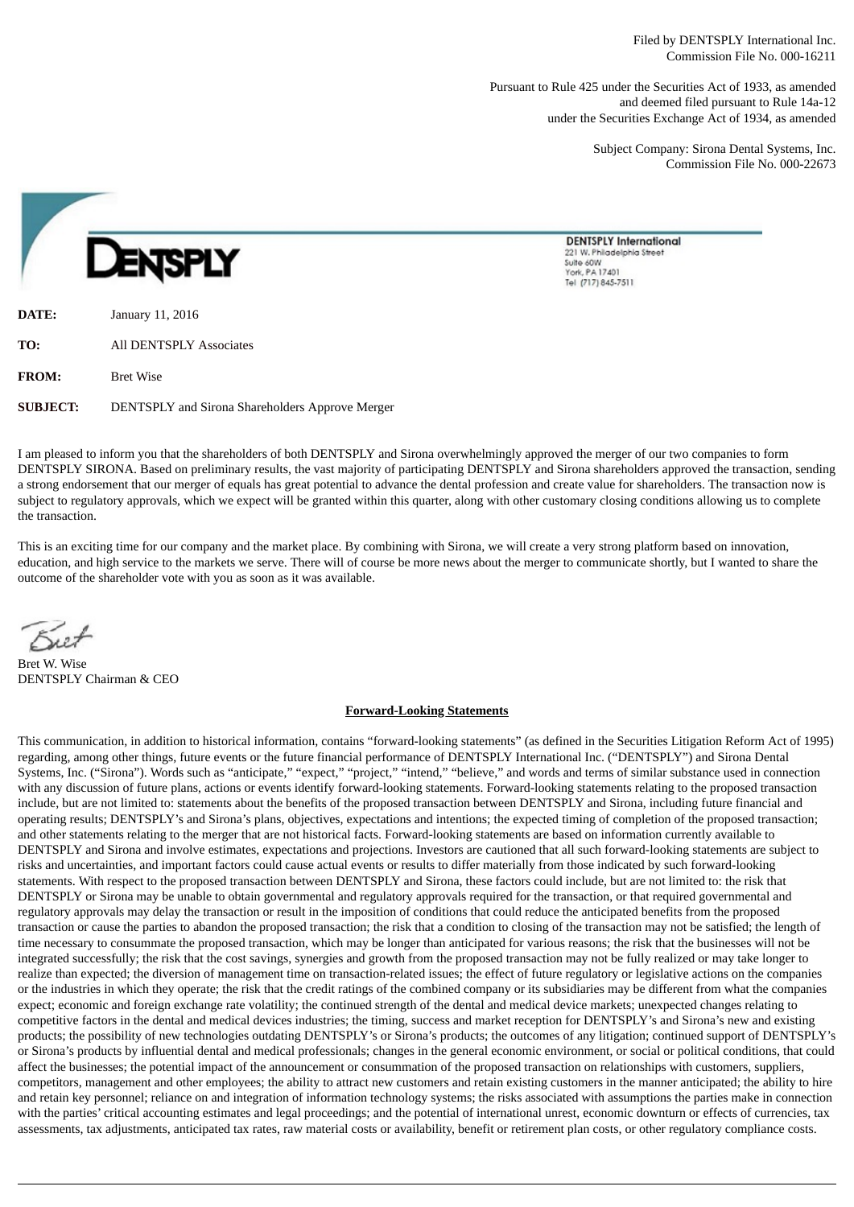Filed by DENTSPLY International Inc.
Commission File No. 000-16211

Pursuant to Rule 425 under the Securities Act of 1933, as amended
and deemed filed pursuant to Rule 14a-12
under the Securities Exchange Act of 1934, as amended

Subject Company: Sirona Dental Systems, Inc.
Commission File No. 000-22673

DENTSPLY

**DENTSPLY International**
221 W. Philadelphia Street
Suite 60W
York, PA 17401
Tel (717) 845-7511

**DATE:** January 11, 2016

**TO:** All DENTSPLY Associates

**FROM:** Bret Wise

**SUBJECT:** DENTSPLY and Sirona Shareholders Approve Merger

I am pleased to inform you that the shareholders of both DENTSPLY and Sirona overwhelmingly approved the merger of our two companies to form DENTSPLY SIRONA. Based on preliminary results, the vast majority of participating DENTSPLY and Sirona shareholders approved the transaction, sending a strong endorsement that our merger of equals has great potential to advance the dental profession and create value for shareholders. The transaction now is subject to regulatory approvals, which we expect will be granted within this quarter, along with other customary closing conditions allowing us to complete the transaction.

This is an exciting time for our company and the market place. By combining with Sirona, we will create a very strong platform based on innovation, education, and high service to the markets we serve. There will of course be more news about the merger to communicate shortly, but I wanted to share the outcome of the shareholder vote with you as soon as it was available.

Bret

Bret W. Wise
DENTSPLY Chairman & CEO

**Forward-Looking Statements**

This communication, in addition to historical information, contains "forward-looking statements" (as defined in the Securities Litigation Reform Act of 1995) regarding, among other things, future events or the future financial performance of DENTSPLY International Inc. ("DENTSPLY") and Sirona Dental Systems, Inc. ("Sirona"). Words such as "anticipate," "expect," "project," "intend," "believe," and words and terms of similar substance used in connection with any discussion of future plans, actions or events identify forward-looking statements. Forward-looking statements relating to the proposed transaction include, but are not limited to: statements about the benefits of the proposed transaction between DENTSPLY and Sirona, including future financial and operating results; DENTSPLY's and Sirona's plans, objectives, expectations and intentions; the expected timing of completion of the proposed transaction; and other statements relating to the merger that are not historical facts. Forward-looking statements are based on information currently available to DENTSPLY and Sirona and involve estimates, expectations and projections. Investors are cautioned that all such forward-looking statements are subject to risks and uncertainties, and important factors could cause actual events or results to differ materially from those indicated by such forward-looking statements. With respect to the proposed transaction between DENTSPLY and Sirona, these factors could include, but are not limited to: the risk that DENTSPLY or Sirona may be unable to obtain governmental and regulatory approvals required for the transaction, or that required governmental and regulatory approvals may delay the transaction or result in the imposition of conditions that could reduce the anticipated benefits from the proposed transaction or cause the parties to abandon the proposed transaction; the risk that a condition to closing of the transaction may not be satisfied; the length of time necessary to consummate the proposed transaction, which may be longer than anticipated for various reasons; the risk that the businesses will not be integrated successfully; the risk that the cost savings, synergies and growth from the proposed transaction may not be fully realized or may take longer to realize than expected; the diversion of management time on transaction-related issues; the effect of future regulatory or legislative actions on the companies or the industries in which they operate; the risk that the credit ratings of the combined company or its subsidiaries may be different from what the companies expect; economic and foreign exchange rate volatility; the continued strength of the dental and medical device markets; unexpected changes relating to competitive factors in the dental and medical devices industries; the timing, success and market reception for DENTSPLY's and Sirona's new and existing products; the possibility of new technologies outdating DENTSPLY's or Sirona's products; the outcomes of any litigation; continued support of DENTSPLY's or Sirona's products by influential dental and medical professionals; changes in the general economic environment, or social or political conditions, that could affect the businesses; the potential impact of the announcement or consummation of the proposed transaction on relationships with customers, suppliers, competitors, management and other employees; the ability to attract new customers and retain existing customers in the manner anticipated; the ability to hire and retain key personnel; reliance on and integration of information technology systems; the risks associated with assumptions the parties make in connection with the parties' critical accounting estimates and legal proceedings; and the potential of international unrest, economic downturn or effects of currencies, tax assessments, tax adjustments, anticipated tax rates, raw material costs or availability, benefit or retirement plan costs, or other regulatory compliance costs.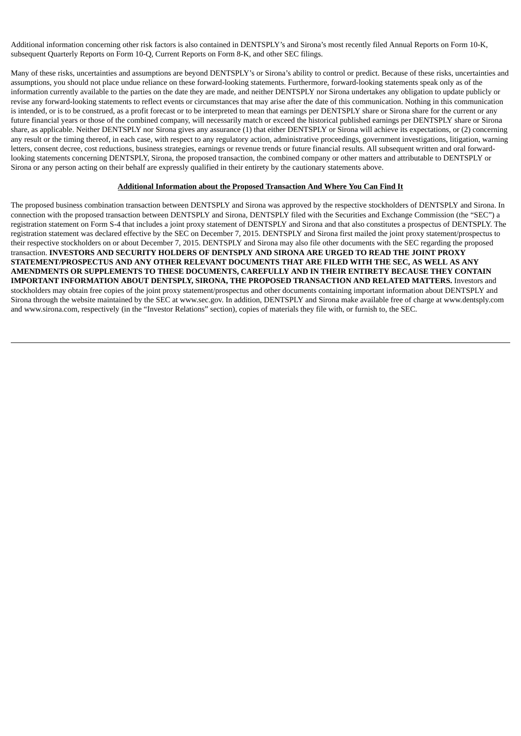Additional information concerning other risk factors is also contained in DENTSPLY's and Sirona's most recently filed Annual Reports on Form 10-K, subsequent Quarterly Reports on Form 10-Q, Current Reports on Form 8-K, and other SEC filings.

Many of these risks, uncertainties and assumptions are beyond DENTSPLY's or Sirona's ability to control or predict. Because of these risks, uncertainties and assumptions, you should not place undue reliance on these forward-looking statements. Furthermore, forward-looking statements speak only as of the information currently available to the parties on the date they are made, and neither DENTSPLY nor Sirona undertakes any obligation to update publicly or revise any forward-looking statements to reflect events or circumstances that may arise after the date of this communication. Nothing in this communication is intended, or is to be construed, as a profit forecast or to be interpreted to mean that earnings per DENTSPLY share or Sirona share for the current or any future financial years or those of the combined company, will necessarily match or exceed the historical published earnings per DENTSPLY share or Sirona share, as applicable. Neither DENTSPLY nor Sirona gives any assurance (1) that either DENTSPLY or Sirona will achieve its expectations, or (2) concerning any result or the timing thereof, in each case, with respect to any regulatory action, administrative proceedings, government investigations, litigation, warning letters, consent decree, cost reductions, business strategies, earnings or revenue trends or future financial results. All subsequent written and oral forward-looking statements concerning DENTSPLY, Sirona, the proposed transaction, the combined company or other matters and attributable to DENTSPLY or Sirona or any person acting on their behalf are expressly qualified in their entirety by the cautionary statements above.

**Additional Information about the Proposed Transaction And Where You Can Find It**

The proposed business combination transaction between DENTSPLY and Sirona was approved by the respective stockholders of DENTSPLY and Sirona. In connection with the proposed transaction between DENTSPLY and Sirona, DENTSPLY filed with the Securities and Exchange Commission (the "SEC") a registration statement on Form S-4 that includes a joint proxy statement of DENTSPLY and Sirona and that also constitutes a prospectus of DENTSPLY. The registration statement was declared effective by the SEC on December 7, 2015. DENTSPLY and Sirona first mailed the joint proxy statement/prospectus to their respective stockholders on or about December 7, 2015. DENTSPLY and Sirona may also file other documents with the SEC regarding the proposed transaction. **INVESTORS AND SECURITY HOLDERS OF DENTSPLY AND SIRONA ARE URGED TO READ THE JOINT PROXY STATEMENT/PROSPECTUS AND ANY OTHER RELEVANT DOCUMENTS THAT ARE FILED WITH THE SEC, AS WELL AS ANY AMENDMENTS OR SUPPLEMENTS TO THESE DOCUMENTS, CAREFULLY AND IN THEIR ENTIRETY BECAUSE THEY CONTAIN IMPORTANT INFORMATION ABOUT DENTSPLY, SIRONA, THE PROPOSED TRANSACTION AND RELATED MATTERS.** Investors and stockholders may obtain free copies of the joint proxy statement/prospectus and other documents containing important information about DENTSPLY and Sirona through the website maintained by the SEC at www.sec.gov. In addition, DENTSPLY and Sirona make available free of charge at www.dentsply.com and www.sirona.com, respectively (in the "Investor Relations" section), copies of materials they file with, or furnish to, the SEC.